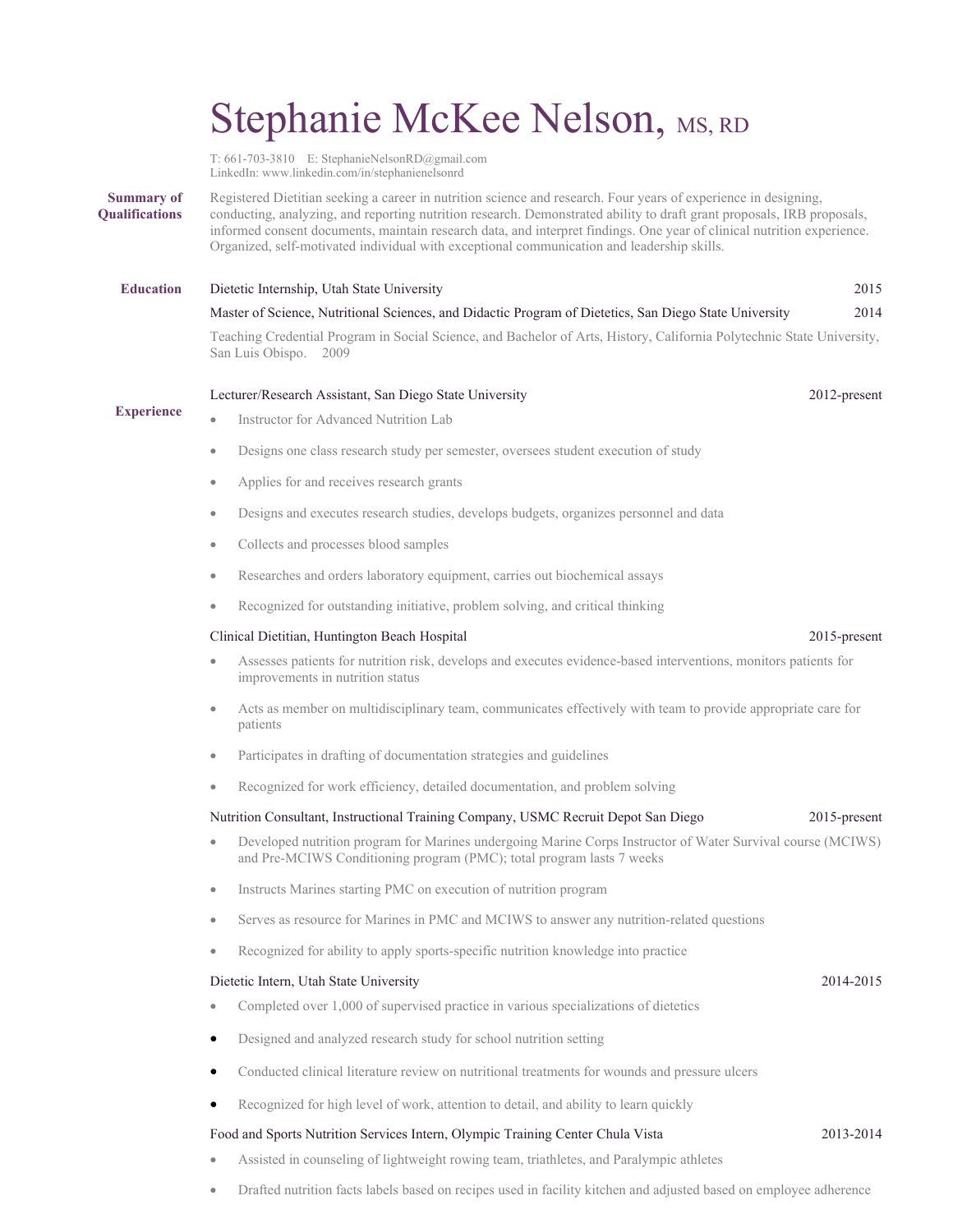# Stephanie McKee Nelson, MS, RD

T: 661-703-3810 E: StephanieNelsonRD@gmail.com
LinkedIn: www.linkedin.com/in/stephanienelsonrd

## Summary of Qualifications

Registered Dietitian seeking a career in nutrition science and research. Four years of experience in designing, conducting, analyzing, and reporting nutrition research. Demonstrated ability to draft grant proposals, IRB proposals, informed consent documents, maintain research data, and interpret findings. One year of clinical nutrition experience. Organized, self-motivated individual with exceptional communication and leadership skills.

## Education

Dietetic Internship, Utah State University — 2015

Master of Science, Nutritional Sciences, and Didactic Program of Dietetics, San Diego State University — 2014

Teaching Credential Program in Social Science, and Bachelor of Arts, History, California Polytechnic State University, San Luis Obispo. 2009

## Experience

**Lecturer/Research Assistant, San Diego State University** — 2012-present

- Instructor for Advanced Nutrition Lab
- Designs one class research study per semester, oversees student execution of study
- Applies for and receives research grants
- Designs and executes research studies, develops budgets, organizes personnel and data
- Collects and processes blood samples
- Researches and orders laboratory equipment, carries out biochemical assays
- Recognized for outstanding initiative, problem solving, and critical thinking

**Clinical Dietitian, Huntington Beach Hospital** — 2015-present

- Assesses patients for nutrition risk, develops and executes evidence-based interventions, monitors patients for improvements in nutrition status
- Acts as member on multidisciplinary team, communicates effectively with team to provide appropriate care for patients
- Participates in drafting of documentation strategies and guidelines
- Recognized for work efficiency, detailed documentation, and problem solving

**Nutrition Consultant, Instructional Training Company, USMC Recruit Depot San Diego** — 2015-present

- Developed nutrition program for Marines undergoing Marine Corps Instructor of Water Survival course (MCIWS) and Pre-MCIWS Conditioning program (PMC); total program lasts 7 weeks
- Instructs Marines starting PMC on execution of nutrition program
- Serves as resource for Marines in PMC and MCIWS to answer any nutrition-related questions
- Recognized for ability to apply sports-specific nutrition knowledge into practice

**Dietetic Intern, Utah State University** — 2014-2015

- Completed over 1,000 of supervised practice in various specializations of dietetics
- Designed and analyzed research study for school nutrition setting
- Conducted clinical literature review on nutritional treatments for wounds and pressure ulcers
- Recognized for high level of work, attention to detail, and ability to learn quickly

**Food and Sports Nutrition Services Intern, Olympic Training Center Chula Vista** — 2013-2014

- Assisted in counseling of lightweight rowing team, triathletes, and Paralympic athletes
- Drafted nutrition facts labels based on recipes used in facility kitchen and adjusted based on employee adherence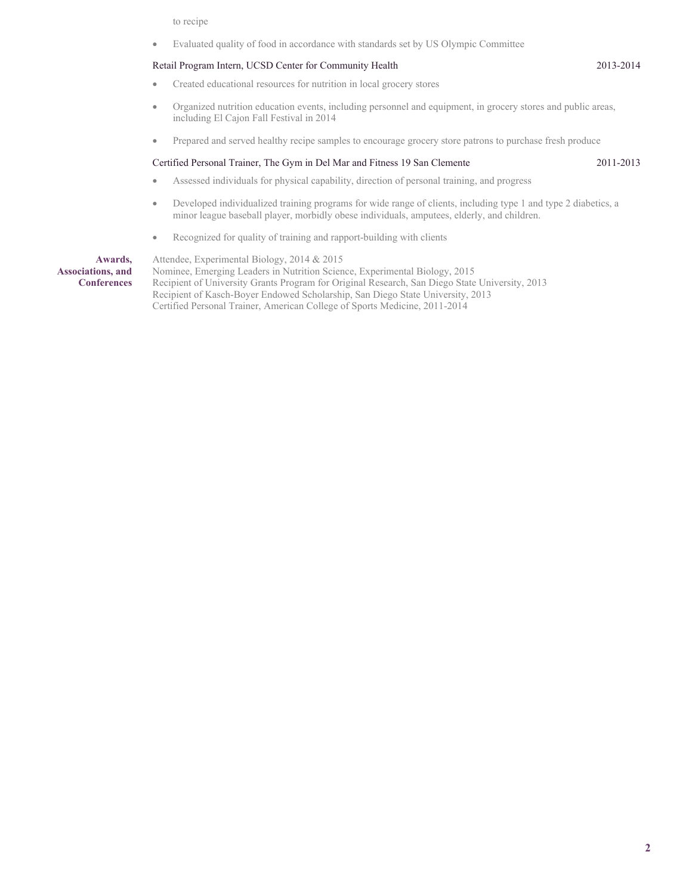to recipe

- Evaluated quality of food in accordance with standards set by US Olympic Committee

Retail Program Intern, UCSD Center for Community Health — 2013-2014

- Created educational resources for nutrition in local grocery stores
- Organized nutrition education events, including personnel and equipment, in grocery stores and public areas, including El Cajon Fall Festival in 2014
- Prepared and served healthy recipe samples to encourage grocery store patrons to purchase fresh produce

Certified Personal Trainer, The Gym in Del Mar and Fitness 19 San Clemente — 2011-2013

- Assessed individuals for physical capability, direction of personal training, and progress
- Developed individualized training programs for wide range of clients, including type 1 and type 2 diabetics, a minor league baseball player, morbidly obese individuals, amputees, elderly, and children.
- Recognized for quality of training and rapport-building with clients

**Awards, Associations, and Conferences**

Attendee, Experimental Biology, 2014 & 2015
Nominee, Emerging Leaders in Nutrition Science, Experimental Biology, 2015
Recipient of University Grants Program for Original Research, San Diego State University, 2013
Recipient of Kasch-Boyer Endowed Scholarship, San Diego State University, 2013
Certified Personal Trainer, American College of Sports Medicine, 2011-2014